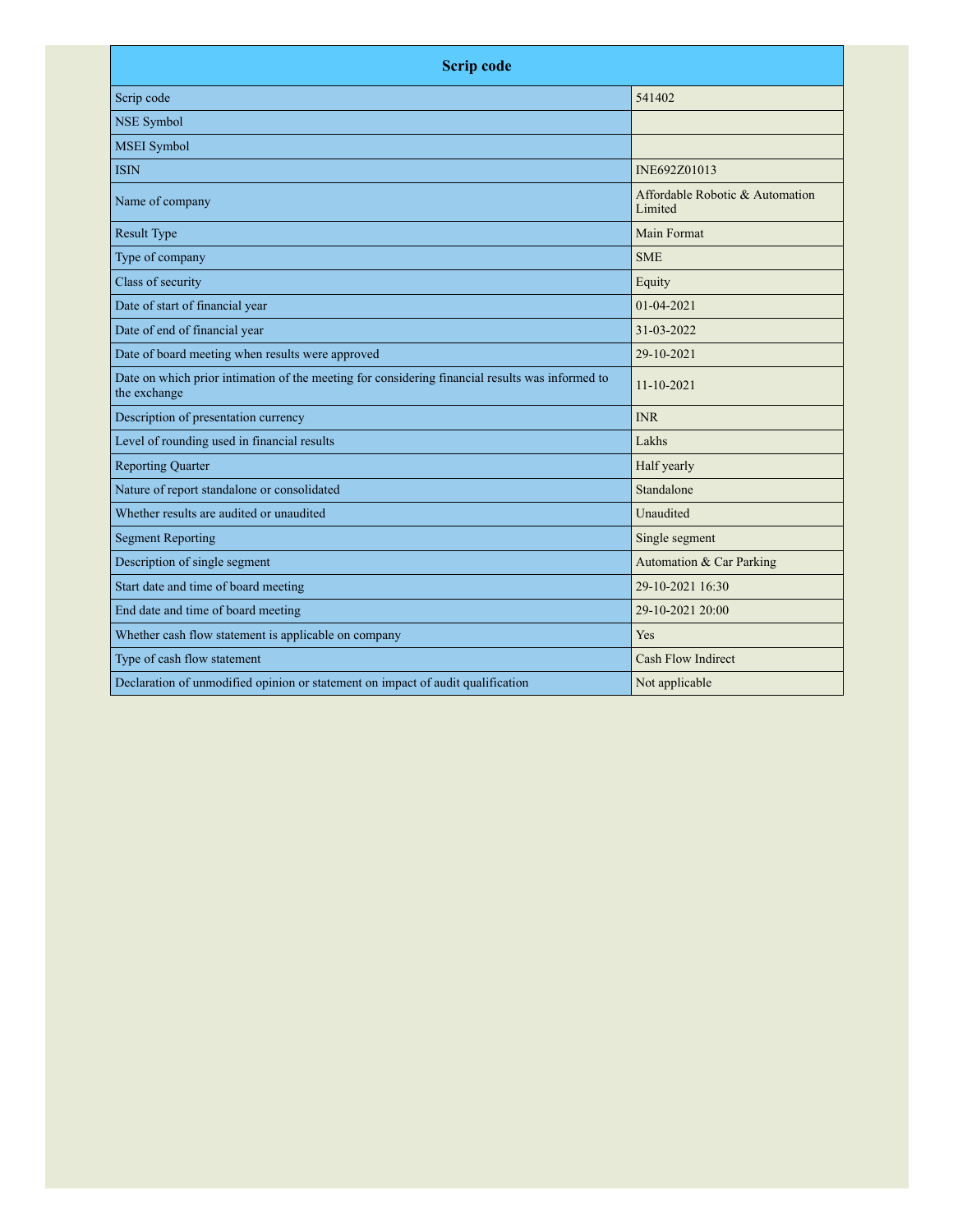| Scrip code | |
|---|---|
| Scrip code | 541402 |
| NSE Symbol | |
| MSEI Symbol | |
| ISIN | INE692Z01013 |
| Name of company | Affordable Robotic & Automation Limited |
| Result Type | Main Format |
| Type of company | SME |
| Class of security | Equity |
| Date of start of financial year | 01-04-2021 |
| Date of end of financial year | 31-03-2022 |
| Date of board meeting when results were approved | 29-10-2021 |
| Date on which prior intimation of the meeting for considering financial results was informed to the exchange | 11-10-2021 |
| Description of presentation currency | INR |
| Level of rounding used in financial results | Lakhs |
| Reporting Quarter | Half yearly |
| Nature of report standalone or consolidated | Standalone |
| Whether results are audited or unaudited | Unaudited |
| Segment Reporting | Single segment |
| Description of single segment | Automation & Car Parking |
| Start date and time of board meeting | 29-10-2021 16:30 |
| End date and time of board meeting | 29-10-2021 20:00 |
| Whether cash flow statement is applicable on company | Yes |
| Type of cash flow statement | Cash Flow Indirect |
| Declaration of unmodified opinion or statement on impact of audit qualification | Not applicable |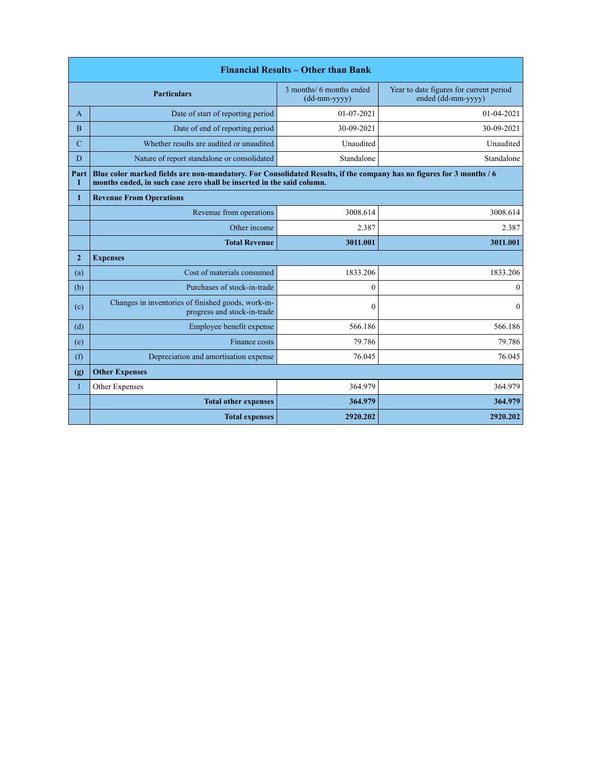| Financial Results – Other than Bank | | | |
|---|---|---|---|
| | **Particulars** | 3 months/ 6 months ended (dd-mm-yyyy) | Year to date figures for current period ended (dd-mm-yyyy) |
| A | Date of start of reporting period | 01-07-2021 | 01-04-2021 |
| B | Date of end of reporting period | 30-09-2021 | 30-09-2021 |
| C | Whether results are audited or unaudited | Unaudited | Unaudited |
| D | Nature of report standalone or consolidated | Standalone | Standalone |
| **Part I** | **Blue color marked fields are non-mandatory. For Consolidated Results, if the company has no figures for 3 months / 6 months ended, in such case zero shall be inserted in the said column.** | | |
| **1** | **Revenue From Operations** | | |
| | Revenue from operations | 3008.614 | 3008.614 |
| | Other income | 2.387 | 2.387 |
| | **Total Revenue** | **3011.001** | **3011.001** |
| **2** | **Expenses** | | |
| (a) | Cost of materials consumed | 1833.206 | 1833.206 |
| (b) | Purchases of stock-in-trade | 0 | 0 |
| (c) | Changes in inventories of finished goods, work-in-progress and stock-in-trade | 0 | 0 |
| (d) | Employee benefit expense | 566.186 | 566.186 |
| (e) | Finance costs | 79.786 | 79.786 |
| (f) | Depreciation and amortisation expense | 76.045 | 76.045 |
| **(g)** | **Other Expenses** | | |
| 1 | Other Expenses | 364.979 | 364.979 |
| | **Total other expenses** | **364.979** | **364.979** |
| | **Total expenses** | **2920.202** | **2920.202** |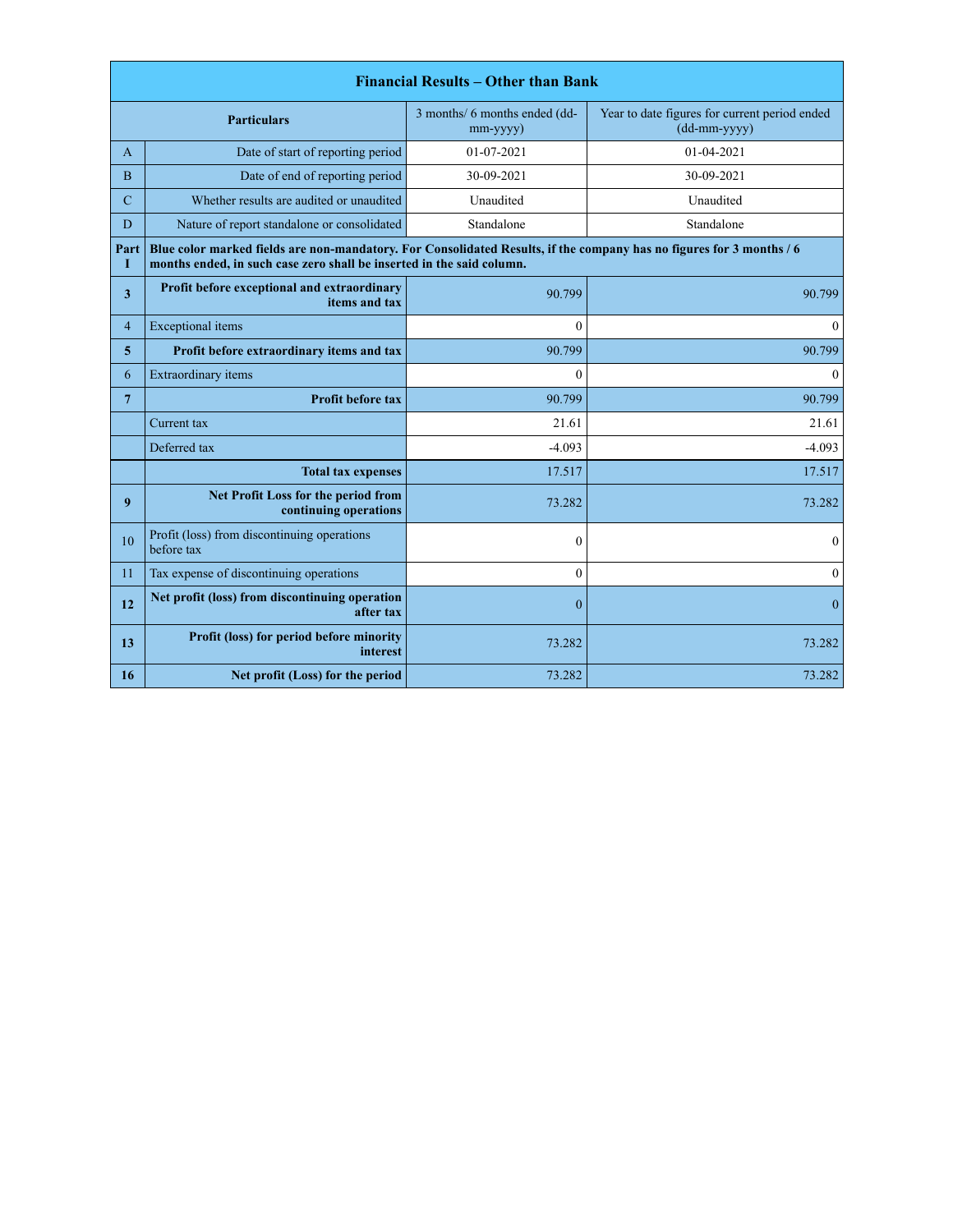| Financial Results – Other than Bank | | | |
|---|---|---|---|
| | **Particulars** | 3 months/ 6 months ended (dd-mm-yyyy) | Year to date figures for current period ended (dd-mm-yyyy) |
| A | Date of start of reporting period | 01-07-2021 | 01-04-2021 |
| B | Date of end of reporting period | 30-09-2021 | 30-09-2021 |
| C | Whether results are audited or unaudited | Unaudited | Unaudited |
| D | Nature of report standalone or consolidated | Standalone | Standalone |
| **Part I** | **Blue color marked fields are non-mandatory. For Consolidated Results, if the company has no figures for 3 months / 6 months ended, in such case zero shall be inserted in the said column.** | | |
| **3** | **Profit before exceptional and extraordinary items and tax** | 90.799 | 90.799 |
| 4 | Exceptional items | 0 | 0 |
| **5** | **Profit before extraordinary items and tax** | 90.799 | 90.799 |
| 6 | Extraordinary items | 0 | 0 |
| **7** | **Profit before tax** | 90.799 | 90.799 |
| | Current tax | 21.61 | 21.61 |
| | Deferred tax | -4.093 | -4.093 |
| | **Total tax expenses** | 17.517 | 17.517 |
| **9** | **Net Profit Loss for the period from continuing operations** | 73.282 | 73.282 |
| 10 | Profit (loss) from discontinuing operations before tax | 0 | 0 |
| 11 | Tax expense of discontinuing operations | 0 | 0 |
| **12** | **Net profit (loss) from discontinuing operation after tax** | 0 | 0 |
| **13** | **Profit (loss) for period before minority interest** | 73.282 | 73.282 |
| **16** | **Net profit (Loss) for the period** | 73.282 | 73.282 |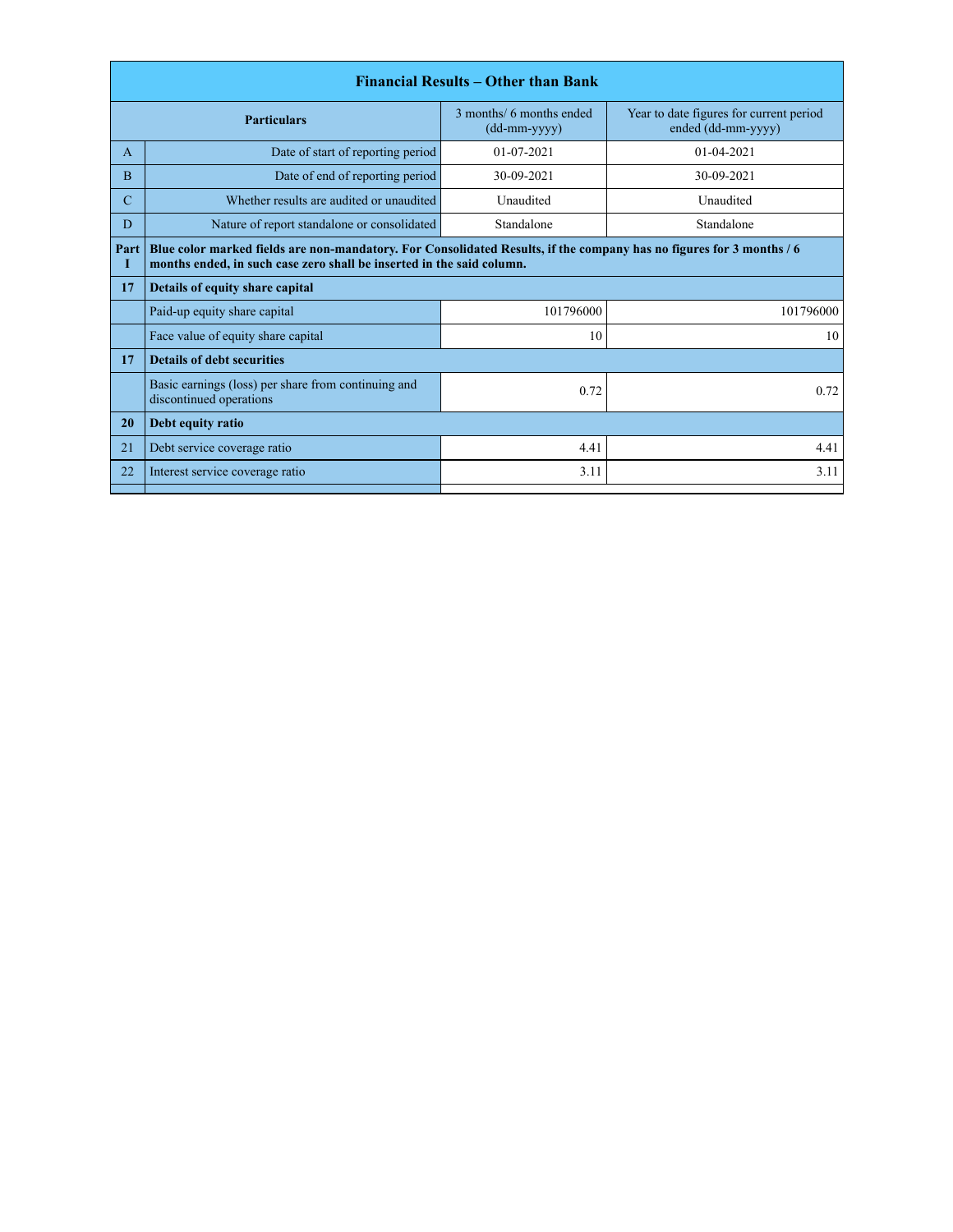| Financial Results – Other than Bank | | | |
|---|---|---|---|
| **Particulars** | | 3 months/ 6 months ended (dd-mm-yyyy) | Year to date figures for current period ended (dd-mm-yyyy) |
| A | Date of start of reporting period | 01-07-2021 | 01-04-2021 |
| B | Date of end of reporting period | 30-09-2021 | 30-09-2021 |
| C | Whether results are audited or unaudited | Unaudited | Unaudited |
| D | Nature of report standalone or consolidated | Standalone | Standalone |
| **Part I** | **Blue color marked fields are non-mandatory. For Consolidated Results, if the company has no figures for 3 months / 6 months ended, in such case zero shall be inserted in the said column.** | | |
| **17** | **Details of equity share capital** | | |
| | Paid-up equity share capital | 101796000 | 101796000 |
| | Face value of equity share capital | 10 | 10 |
| **17** | **Details of debt securities** | | |
| | Basic earnings (loss) per share from continuing and discontinued operations | 0.72 | 0.72 |
| **20** | **Debt equity ratio** | | |
| 21 | Debt service coverage ratio | 4.41 | 4.41 |
| 22 | Interest service coverage ratio | 3.11 | 3.11 |
| | | | |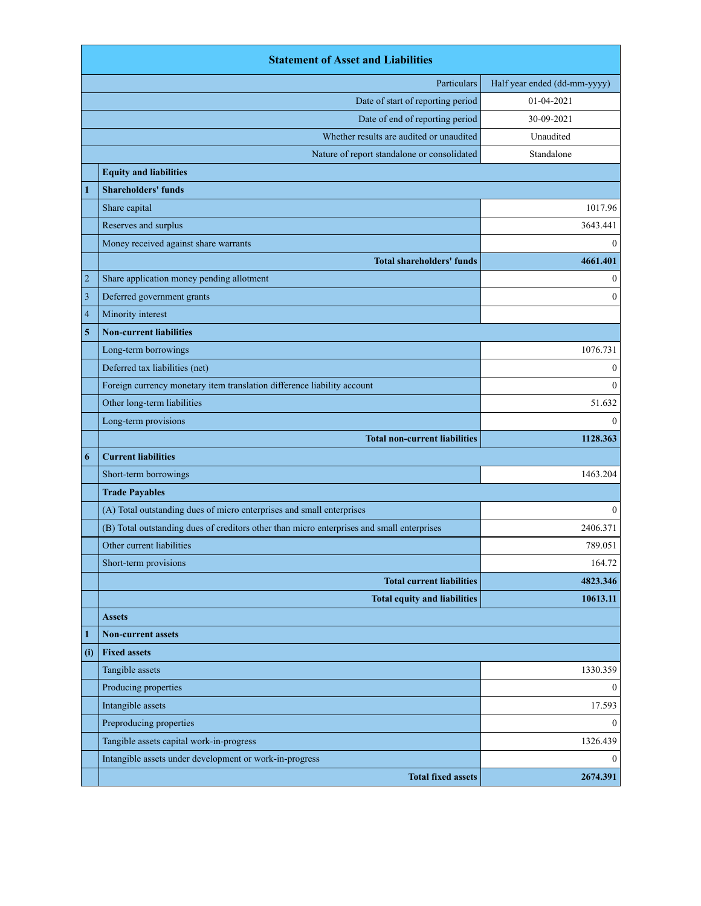| | Statement of Asset and Liabilities | |
|---|---|---|
| | Particulars | Half year ended (dd-mm-yyyy) |
| | Date of start of reporting period | 01-04-2021 |
| | Date of end of reporting period | 30-09-2021 |
| | Whether results are audited or unaudited | Unaudited |
| | Nature of report standalone or consolidated | Standalone |
| | **Equity and liabilities** | |
| **1** | **Shareholders' funds** | |
| | Share capital | 1017.96 |
| | Reserves and surplus | 3643.441 |
| | Money received against share warrants | 0 |
| | **Total shareholders' funds** | **4661.401** |
| 2 | Share application money pending allotment | 0 |
| 3 | Deferred government grants | 0 |
| 4 | Minority interest | |
| **5** | **Non-current liabilities** | |
| | Long-term borrowings | 1076.731 |
| | Deferred tax liabilities (net) | 0 |
| | Foreign currency monetary item translation difference liability account | 0 |
| | Other long-term liabilities | 51.632 |
| | Long-term provisions | 0 |
| | **Total non-current liabilities** | **1128.363** |
| **6** | **Current liabilities** | |
| | Short-term borrowings | 1463.204 |
| | **Trade Payables** | |
| | (A) Total outstanding dues of micro enterprises and small enterprises | 0 |
| | (B) Total outstanding dues of creditors other than micro enterprises and small enterprises | 2406.371 |
| | Other current liabilities | 789.051 |
| | Short-term provisions | 164.72 |
| | **Total current liabilities** | **4823.346** |
| | **Total equity and liabilities** | **10613.11** |
| | **Assets** | |
| **1** | **Non-current assets** | |
| **(i)** | **Fixed assets** | |
| | Tangible assets | 1330.359 |
| | Producing properties | 0 |
| | Intangible assets | 17.593 |
| | Preproducing properties | 0 |
| | Tangible assets capital work-in-progress | 1326.439 |
| | Intangible assets under development or work-in-progress | 0 |
| | **Total fixed assets** | **2674.391** |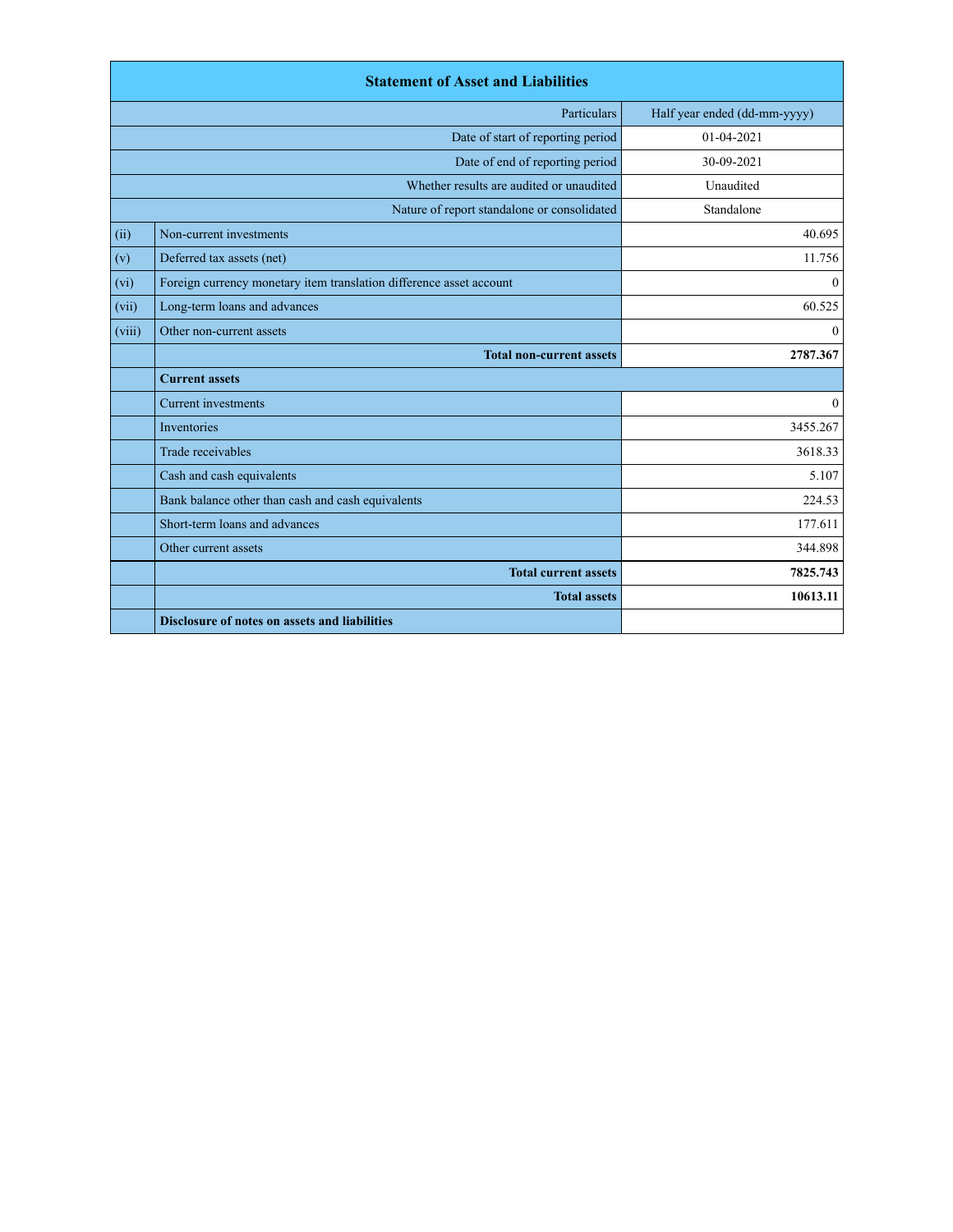| Statement of Asset and Liabilities | | |
|---|---|---|
| | Particulars | Half year ended (dd-mm-yyyy) |
| | Date of start of reporting period | 01-04-2021 |
| | Date of end of reporting period | 30-09-2021 |
| | Whether results are audited or unaudited | Unaudited |
| | Nature of report standalone or consolidated | Standalone |
| (ii) | Non-current investments | 40.695 |
| (v) | Deferred tax assets (net) | 11.756 |
| (vi) | Foreign currency monetary item translation difference asset account | 0 |
| (vii) | Long-term loans and advances | 60.525 |
| (viii) | Other non-current assets | 0 |
| | **Total non-current assets** | **2787.367** |
| | **Current assets** | |
| | Current investments | 0 |
| | Inventories | 3455.267 |
| | Trade receivables | 3618.33 |
| | Cash and cash equivalents | 5.107 |
| | Bank balance other than cash and cash equivalents | 224.53 |
| | Short-term loans and advances | 177.611 |
| | Other current assets | 344.898 |
| | **Total current assets** | **7825.743** |
| | **Total assets** | **10613.11** |
| | **Disclosure of notes on assets and liabilities** | |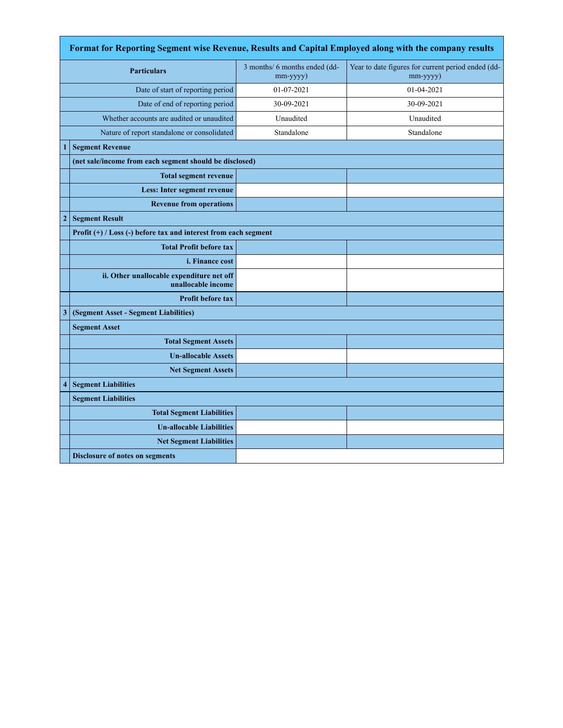| | Format for Reporting Segment wise Revenue, Results and Capital Employed along with the company results | | |
|---|---|---|---|
| | **Particulars** | 3 months/ 6 months ended (dd-mm-yyyy) | Year to date figures for current period ended (dd-mm-yyyy) |
| | Date of start of reporting period | 01-07-2021 | 01-04-2021 |
| | Date of end of reporting period | 30-09-2021 | 30-09-2021 |
| | Whether accounts are audited or unaudited | Unaudited | Unaudited |
| | Nature of report standalone or consolidated | Standalone | Standalone |
| **1** | **Segment Revenue** | | |
| | **(net sale/income from each segment should be disclosed)** | | |
| | **Total segment revenue** | | |
| | **Less: Inter segment revenue** | | |
| | **Revenue from operations** | | |
| **2** | **Segment Result** | | |
| | **Profit (+) / Loss (-) before tax and interest from each segment** | | |
| | **Total Profit before tax** | | |
| | **i. Finance cost** | | |
| | **ii. Other unallocable expenditure net off unallocable income** | | |
| | **Profit before tax** | | |
| **3** | **(Segment Asset - Segment Liabilities)** | | |
| | **Segment Asset** | | |
| | **Total Segment Assets** | | |
| | **Un-allocable Assets** | | |
| | **Net Segment Assets** | | |
| **4** | **Segment Liabilities** | | |
| | **Segment Liabilities** | | |
| | **Total Segment Liabilities** | | |
| | **Un-allocable Liabilities** | | |
| | **Net Segment Liabilities** | | |
| | **Disclosure of notes on segments** | | |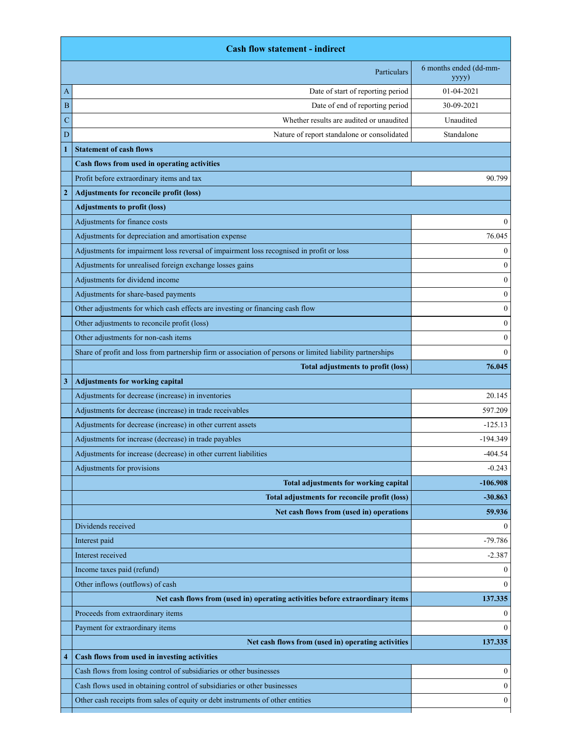| | Cash flow statement - indirect | |
|---|---|---|
| | Particulars | 6 months ended (dd-mm-yyyy) |
| A | Date of start of reporting period | 01-04-2021 |
| B | Date of end of reporting period | 30-09-2021 |
| C | Whether results are audited or unaudited | Unaudited |
| D | Nature of report standalone or consolidated | Standalone |
| 1 | **Statement of cash flows** | |
| | **Cash flows from used in operating activities** | |
| | Profit before extraordinary items and tax | 90.799 |
| 2 | **Adjustments for reconcile profit (loss)** | |
| | **Adjustments to profit (loss)** | |
| | Adjustments for finance costs | 0 |
| | Adjustments for depreciation and amortisation expense | 76.045 |
| | Adjustments for impairment loss reversal of impairment loss recognised in profit or loss | 0 |
| | Adjustments for unrealised foreign exchange losses gains | 0 |
| | Adjustments for dividend income | 0 |
| | Adjustments for share-based payments | 0 |
| | Other adjustments for which cash effects are investing or financing cash flow | 0 |
| | Other adjustments to reconcile profit (loss) | 0 |
| | Other adjustments for non-cash items | 0 |
| | Share of profit and loss from partnership firm or association of persons or limited liability partnerships | 0 |
| | **Total adjustments to profit (loss)** | **76.045** |
| 3 | **Adjustments for working capital** | |
| | Adjustments for decrease (increase) in inventories | 20.145 |
| | Adjustments for decrease (increase) in trade receivables | 597.209 |
| | Adjustments for decrease (increase) in other current assets | -125.13 |
| | Adjustments for increase (decrease) in trade payables | -194.349 |
| | Adjustments for increase (decrease) in other current liabilities | -404.54 |
| | Adjustments for provisions | -0.243 |
| | **Total adjustments for working capital** | **-106.908** |
| | **Total adjustments for reconcile profit (loss)** | **-30.863** |
| | **Net cash flows from (used in) operations** | **59.936** |
| | Dividends received | 0 |
| | Interest paid | -79.786 |
| | Interest received | -2.387 |
| | Income taxes paid (refund) | 0 |
| | Other inflows (outflows) of cash | 0 |
| | **Net cash flows from (used in) operating activities before extraordinary items** | **137.335** |
| | Proceeds from extraordinary items | 0 |
| | Payment for extraordinary items | 0 |
| | **Net cash flows from (used in) operating activities** | **137.335** |
| 4 | **Cash flows from used in investing activities** | |
| | Cash flows from losing control of subsidiaries or other businesses | 0 |
| | Cash flows used in obtaining control of subsidiaries or other businesses | 0 |
| | Other cash receipts from sales of equity or debt instruments of other entities | 0 |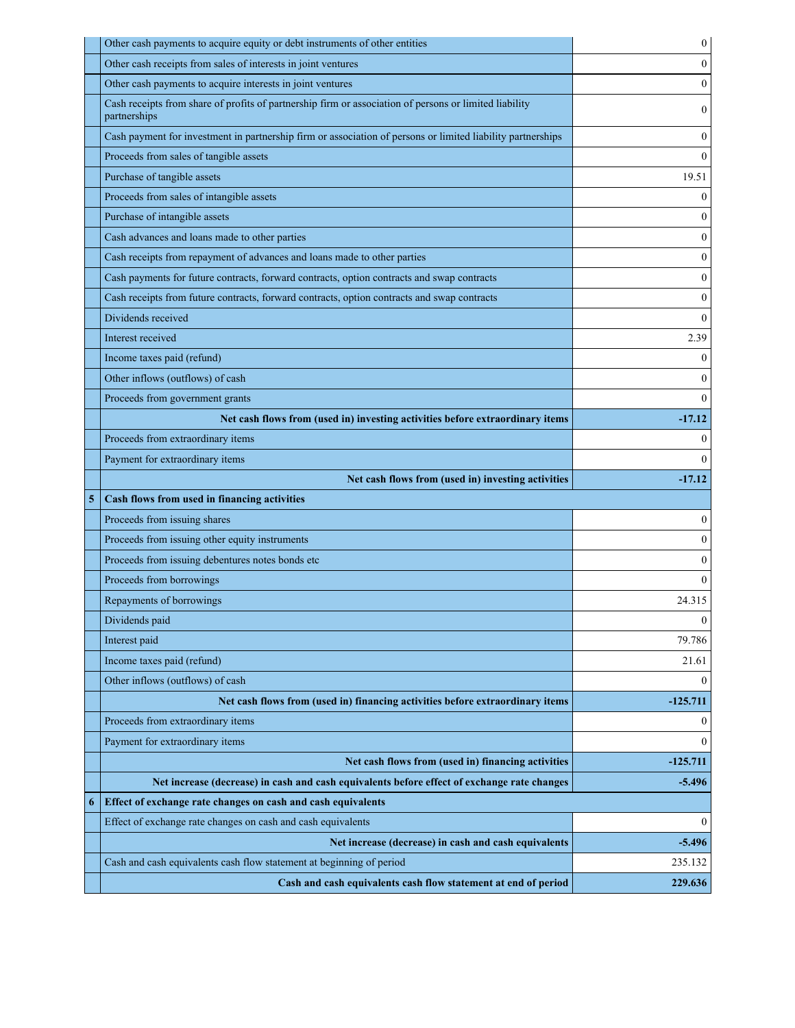| | | |
|---|---|---|
| | Other cash payments to acquire equity or debt instruments of other entities | 0 |
| | Other cash receipts from sales of interests in joint ventures | 0 |
| | Other cash payments to acquire interests in joint ventures | 0 |
| | Cash receipts from share of profits of partnership firm or association of persons or limited liability partnerships | 0 |
| | Cash payment for investment in partnership firm or association of persons or limited liability partnerships | 0 |
| | Proceeds from sales of tangible assets | 0 |
| | Purchase of tangible assets | 19.51 |
| | Proceeds from sales of intangible assets | 0 |
| | Purchase of intangible assets | 0 |
| | Cash advances and loans made to other parties | 0 |
| | Cash receipts from repayment of advances and loans made to other parties | 0 |
| | Cash payments for future contracts, forward contracts, option contracts and swap contracts | 0 |
| | Cash receipts from future contracts, forward contracts, option contracts and swap contracts | 0 |
| | Dividends received | 0 |
| | Interest received | 2.39 |
| | Income taxes paid (refund) | 0 |
| | Other inflows (outflows) of cash | 0 |
| | Proceeds from government grants | 0 |
| | **Net cash flows from (used in) investing activities before extraordinary items** | **-17.12** |
| | Proceeds from extraordinary items | 0 |
| | Payment for extraordinary items | 0 |
| | **Net cash flows from (used in) investing activities** | **-17.12** |
| **5** | **Cash flows from used in financing activities** | |
| | Proceeds from issuing shares | 0 |
| | Proceeds from issuing other equity instruments | 0 |
| | Proceeds from issuing debentures notes bonds etc | 0 |
| | Proceeds from borrowings | 0 |
| | Repayments of borrowings | 24.315 |
| | Dividends paid | 0 |
| | Interest paid | 79.786 |
| | Income taxes paid (refund) | 21.61 |
| | Other inflows (outflows) of cash | 0 |
| | **Net cash flows from (used in) financing activities before extraordinary items** | **-125.711** |
| | Proceeds from extraordinary items | 0 |
| | Payment for extraordinary items | 0 |
| | **Net cash flows from (used in) financing activities** | **-125.711** |
| | **Net increase (decrease) in cash and cash equivalents before effect of exchange rate changes** | **-5.496** |
| **6** | **Effect of exchange rate changes on cash and cash equivalents** | |
| | Effect of exchange rate changes on cash and cash equivalents | 0 |
| | **Net increase (decrease) in cash and cash equivalents** | **-5.496** |
| | Cash and cash equivalents cash flow statement at beginning of period | 235.132 |
| | **Cash and cash equivalents cash flow statement at end of period** | **229.636** |